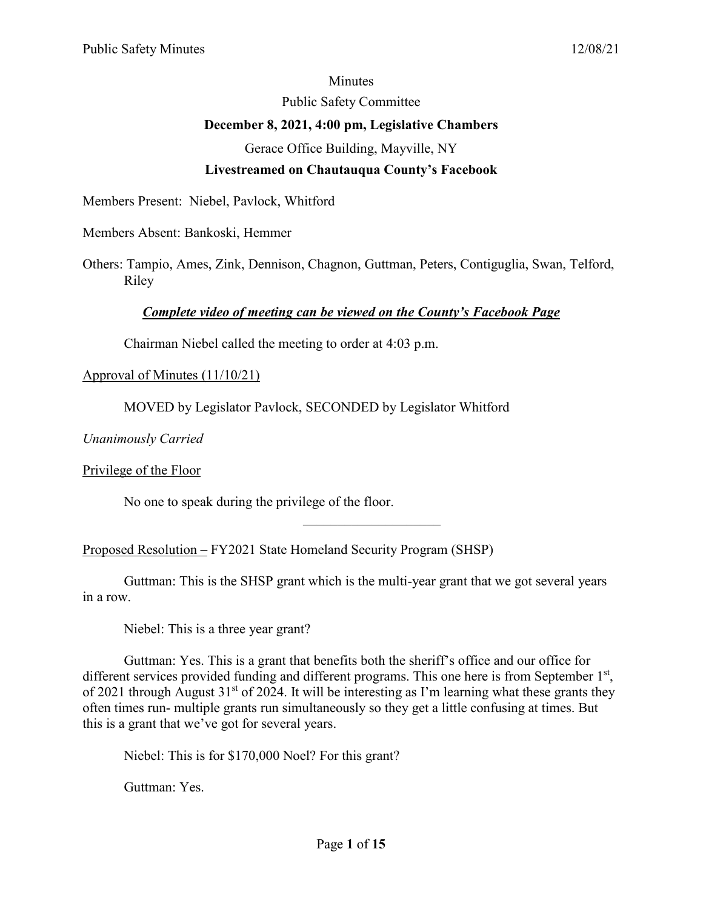Minutes

Public Safety Committee

**December 8, 2021, 4:00 pm, Legislative Chambers**

Gerace Office Building, Mayville, NY

**Livestreamed on Chautauqua County's Facebook**

Members Present: Niebel, Pavlock, Whitford

Members Absent: Bankoski, Hemmer

Others: Tampio, Ames, Zink, Dennison, Chagnon, Guttman, Peters, Contiguglia, Swan, Telford, Riley

***Complete video of meeting can be viewed on the County's Facebook Page***

Chairman Niebel called the meeting to order at 4:03 p.m.

Approval of Minutes (11/10/21)

MOVED by Legislator Pavlock, SECONDED by Legislator Whitford

*Unanimously Carried*

Privilege of the Floor

No one to speak during the privilege of the floor.

---

Proposed Resolution – FY2021 State Homeland Security Program (SHSP)

Guttman: This is the SHSP grant which is the multi-year grant that we got several years in a row.

Niebel: This is a three year grant?

Guttman: Yes. This is a grant that benefits both the sheriff's office and our office for different services provided funding and different programs. This one here is from September 1st, of 2021 through August 31st of 2024. It will be interesting as I'm learning what these grants they often times run- multiple grants run simultaneously so they get a little confusing at times. But this is a grant that we've got for several years.

Niebel: This is for $170,000 Noel? For this grant?

Guttman: Yes.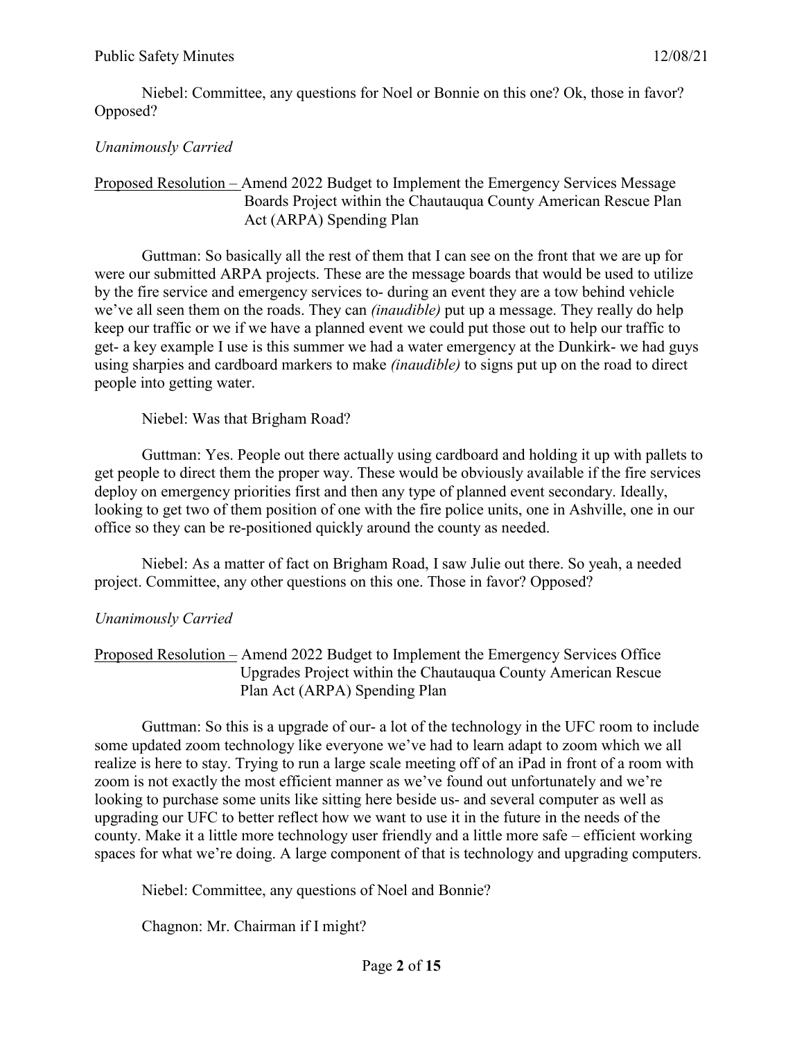Niebel: Committee, any questions for Noel or Bonnie on this one? Ok, those in favor? Opposed?

*Unanimously Carried*

Proposed Resolution – Amend 2022 Budget to Implement the Emergency Services Message Boards Project within the Chautauqua County American Rescue Plan Act (ARPA) Spending Plan

Guttman: So basically all the rest of them that I can see on the front that we are up for were our submitted ARPA projects. These are the message boards that would be used to utilize by the fire service and emergency services to- during an event they are a tow behind vehicle we've all seen them on the roads. They can *(inaudible)* put up a message. They really do help keep our traffic or we if we have a planned event we could put those out to help our traffic to get- a key example I use is this summer we had a water emergency at the Dunkirk- we had guys using sharpies and cardboard markers to make *(inaudible)* to signs put up on the road to direct people into getting water.

Niebel: Was that Brigham Road?

Guttman: Yes. People out there actually using cardboard and holding it up with pallets to get people to direct them the proper way. These would be obviously available if the fire services deploy on emergency priorities first and then any type of planned event secondary. Ideally, looking to get two of them position of one with the fire police units, one in Ashville, one in our office so they can be re-positioned quickly around the county as needed.

Niebel: As a matter of fact on Brigham Road, I saw Julie out there. So yeah, a needed project. Committee, any other questions on this one. Those in favor? Opposed?

*Unanimously Carried*

Proposed Resolution – Amend 2022 Budget to Implement the Emergency Services Office Upgrades Project within the Chautauqua County American Rescue Plan Act (ARPA) Spending Plan

Guttman: So this is a upgrade of our- a lot of the technology in the UFC room to include some updated zoom technology like everyone we've had to learn adapt to zoom which we all realize is here to stay. Trying to run a large scale meeting off of an iPad in front of a room with zoom is not exactly the most efficient manner as we've found out unfortunately and we're looking to purchase some units like sitting here beside us- and several computer as well as upgrading our UFC to better reflect how we want to use it in the future in the needs of the county. Make it a little more technology user friendly and a little more safe – efficient working spaces for what we're doing. A large component of that is technology and upgrading computers.

Niebel: Committee, any questions of Noel and Bonnie?

Chagnon: Mr. Chairman if I might?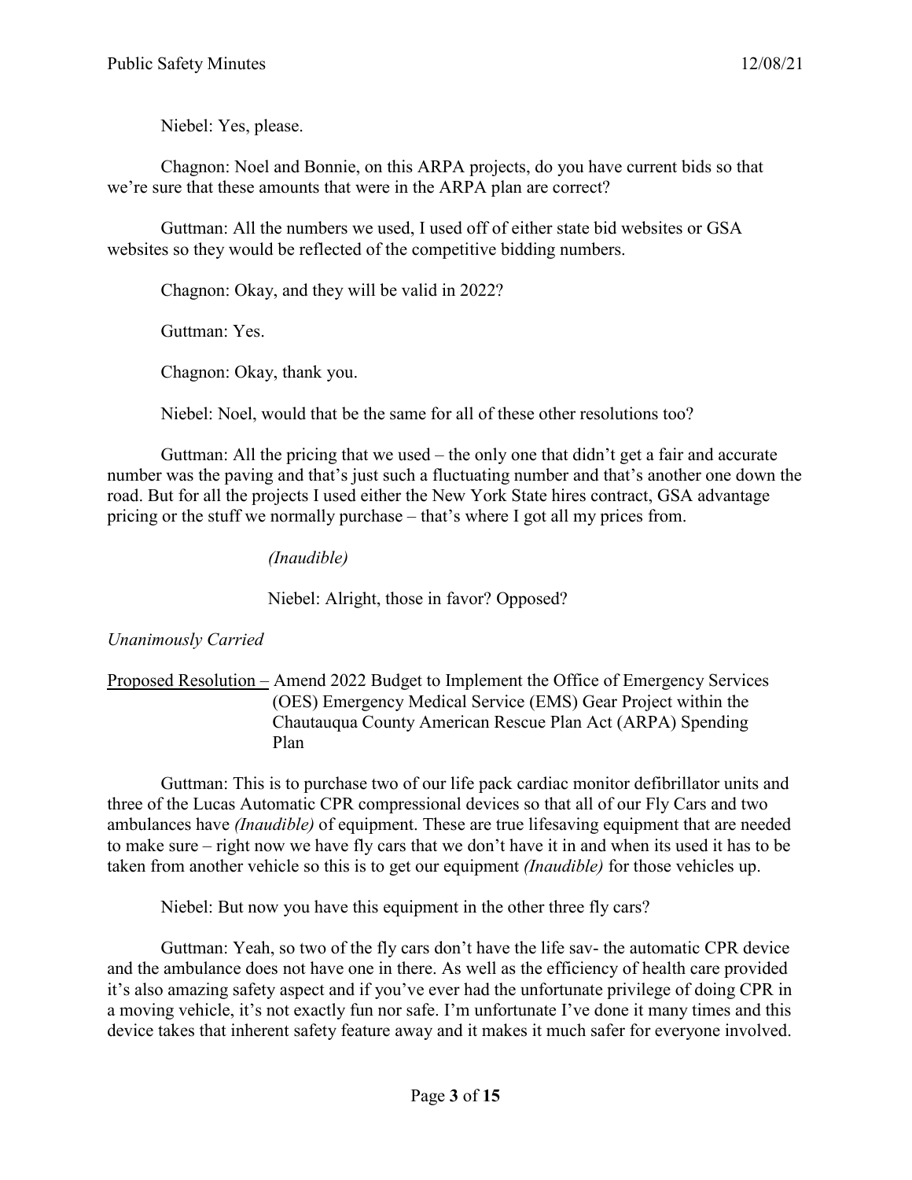Niebel: Yes, please.

Chagnon: Noel and Bonnie, on this ARPA projects, do you have current bids so that we're sure that these amounts that were in the ARPA plan are correct?

Guttman: All the numbers we used, I used off of either state bid websites or GSA websites so they would be reflected of the competitive bidding numbers.

Chagnon: Okay, and they will be valid in 2022?

Guttman: Yes.

Chagnon: Okay, thank you.

Niebel: Noel, would that be the same for all of these other resolutions too?

Guttman: All the pricing that we used – the only one that didn't get a fair and accurate number was the paving and that's just such a fluctuating number and that's another one down the road. But for all the projects I used either the New York State hires contract, GSA advantage pricing or the stuff we normally purchase – that's where I got all my prices from.

*(Inaudible)*

Niebel: Alright, those in favor? Opposed?

*Unanimously Carried*

<u>Proposed Resolution</u> – Amend 2022 Budget to Implement the Office of Emergency Services (OES) Emergency Medical Service (EMS) Gear Project within the Chautauqua County American Rescue Plan Act (ARPA) Spending Plan

Guttman: This is to purchase two of our life pack cardiac monitor defibrillator units and three of the Lucas Automatic CPR compressional devices so that all of our Fly Cars and two ambulances have *(Inaudible)* of equipment. These are true lifesaving equipment that are needed to make sure – right now we have fly cars that we don't have it in and when its used it has to be taken from another vehicle so this is to get our equipment *(Inaudible)* for those vehicles up.

Niebel: But now you have this equipment in the other three fly cars?

Guttman: Yeah, so two of the fly cars don't have the life sav- the automatic CPR device and the ambulance does not have one in there. As well as the efficiency of health care provided it's also amazing safety aspect and if you've ever had the unfortunate privilege of doing CPR in a moving vehicle, it's not exactly fun nor safe. I'm unfortunate I've done it many times and this device takes that inherent safety feature away and it makes it much safer for everyone involved.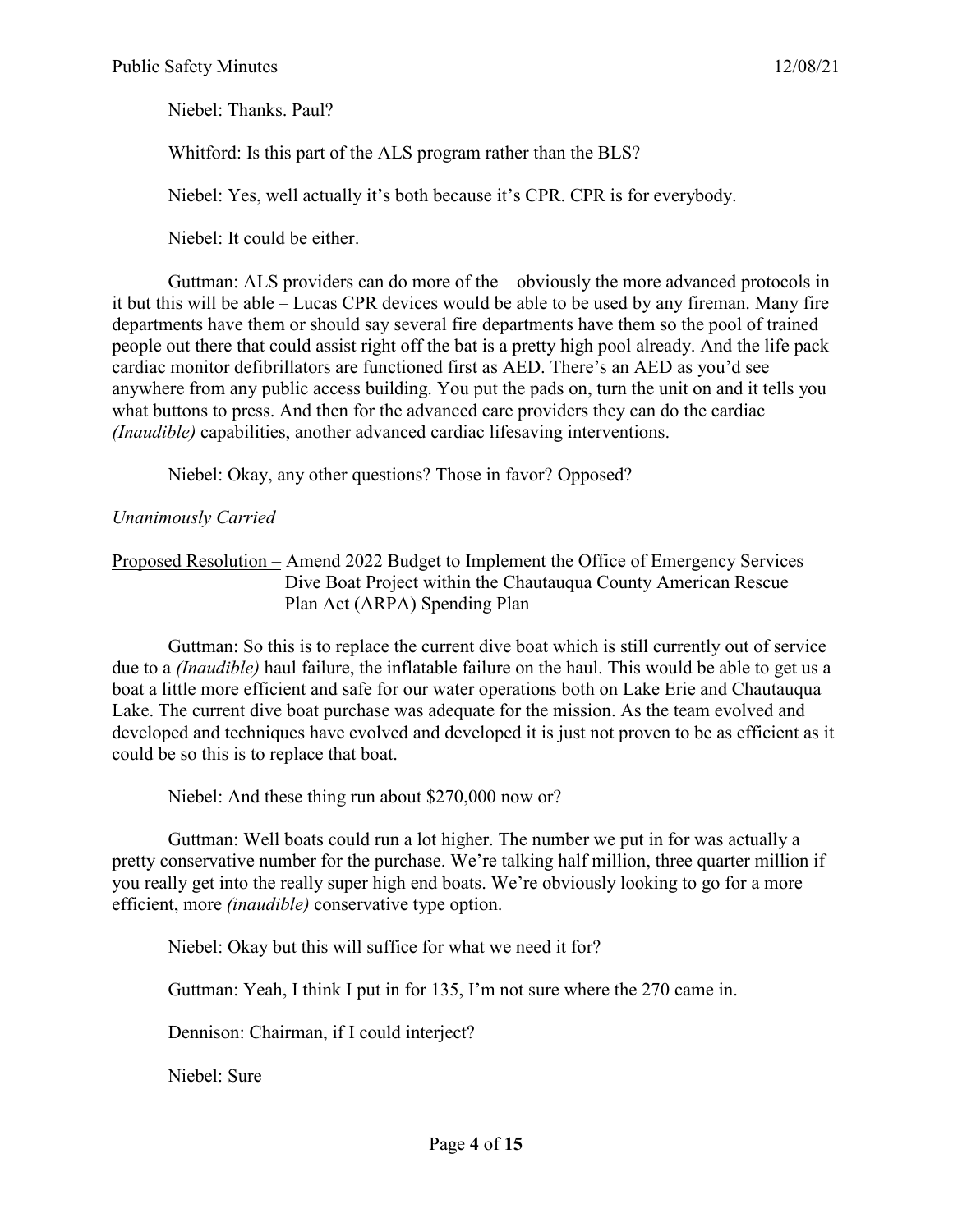Niebel: Thanks. Paul?

Whitford: Is this part of the ALS program rather than the BLS?

Niebel: Yes, well actually it's both because it's CPR. CPR is for everybody.

Niebel: It could be either.

Guttman: ALS providers can do more of the – obviously the more advanced protocols in it but this will be able – Lucas CPR devices would be able to be used by any fireman. Many fire departments have them or should say several fire departments have them so the pool of trained people out there that could assist right off the bat is a pretty high pool already. And the life pack cardiac monitor defibrillators are functioned first as AED. There's an AED as you'd see anywhere from any public access building. You put the pads on, turn the unit on and it tells you what buttons to press. And then for the advanced care providers they can do the cardiac *(Inaudible)* capabilities, another advanced cardiac lifesaving interventions.

Niebel: Okay, any other questions? Those in favor? Opposed?

*Unanimously Carried*

<u>Proposed Resolution –</u> Amend 2022 Budget to Implement the Office of Emergency Services Dive Boat Project within the Chautauqua County American Rescue Plan Act (ARPA) Spending Plan

Guttman: So this is to replace the current dive boat which is still currently out of service due to a *(Inaudible)* haul failure, the inflatable failure on the haul. This would be able to get us a boat a little more efficient and safe for our water operations both on Lake Erie and Chautauqua Lake. The current dive boat purchase was adequate for the mission. As the team evolved and developed and techniques have evolved and developed it is just not proven to be as efficient as it could be so this is to replace that boat.

Niebel: And these thing run about $270,000 now or?

Guttman: Well boats could run a lot higher. The number we put in for was actually a pretty conservative number for the purchase. We're talking half million, three quarter million if you really get into the really super high end boats. We're obviously looking to go for a more efficient, more *(inaudible)* conservative type option.

Niebel: Okay but this will suffice for what we need it for?

Guttman: Yeah, I think I put in for 135, I'm not sure where the 270 came in.

Dennison: Chairman, if I could interject?

Niebel: Sure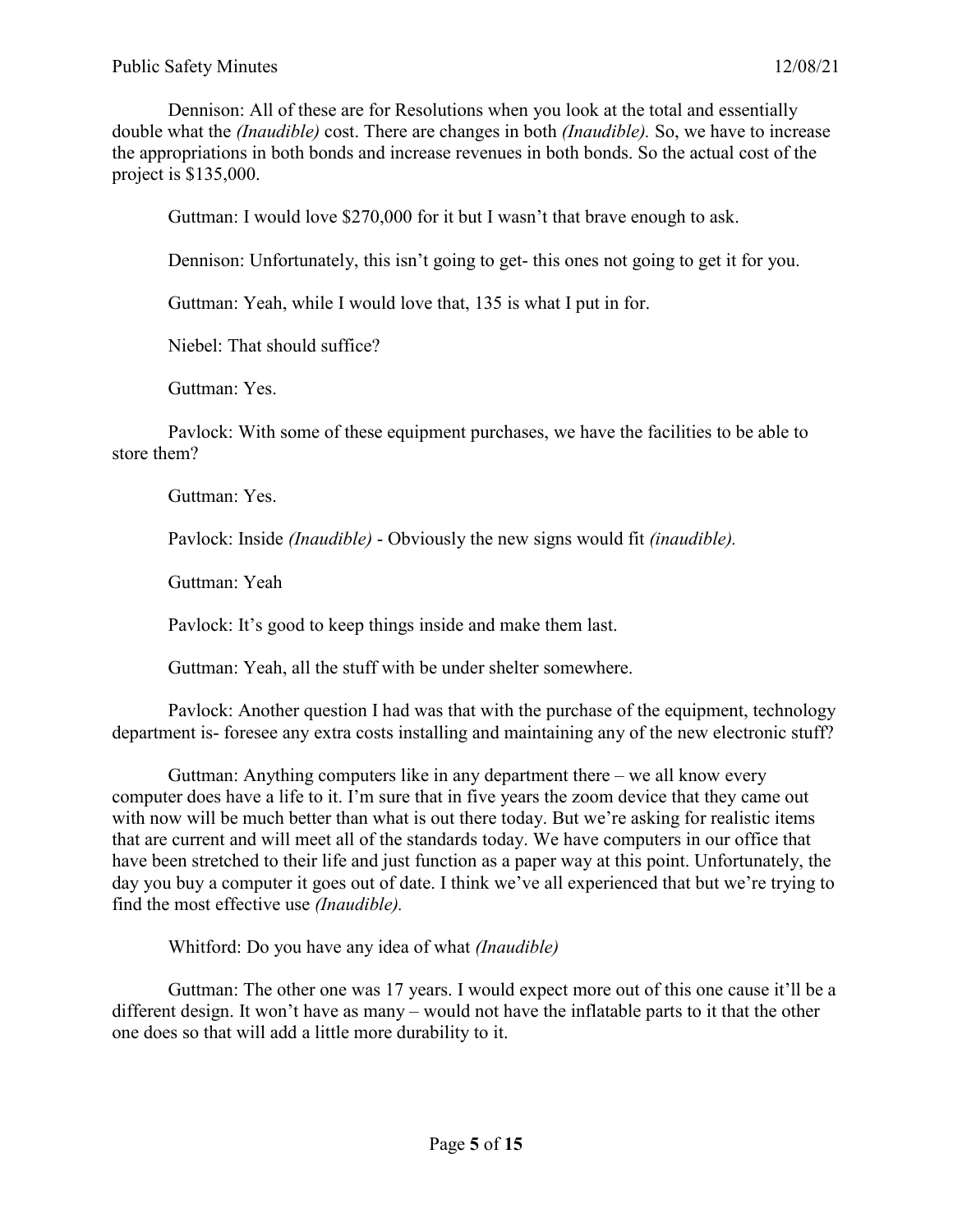Dennison: All of these are for Resolutions when you look at the total and essentially double what the *(Inaudible)* cost. There are changes in both *(Inaudible).* So, we have to increase the appropriations in both bonds and increase revenues in both bonds. So the actual cost of the project is $135,000.

Guttman: I would love $270,000 for it but I wasn't that brave enough to ask.

Dennison: Unfortunately, this isn't going to get- this ones not going to get it for you.

Guttman: Yeah, while I would love that, 135 is what I put in for.

Niebel: That should suffice?

Guttman: Yes.

Pavlock: With some of these equipment purchases, we have the facilities to be able to store them?

Guttman: Yes.

Pavlock: Inside *(Inaudible)* - Obviously the new signs would fit *(inaudible).*

Guttman: Yeah

Pavlock: It's good to keep things inside and make them last.

Guttman: Yeah, all the stuff with be under shelter somewhere.

Pavlock: Another question I had was that with the purchase of the equipment, technology department is- foresee any extra costs installing and maintaining any of the new electronic stuff?

Guttman: Anything computers like in any department there – we all know every computer does have a life to it. I'm sure that in five years the zoom device that they came out with now will be much better than what is out there today. But we're asking for realistic items that are current and will meet all of the standards today. We have computers in our office that have been stretched to their life and just function as a paper way at this point. Unfortunately, the day you buy a computer it goes out of date. I think we've all experienced that but we're trying to find the most effective use *(Inaudible).*

Whitford: Do you have any idea of what *(Inaudible)*

Guttman: The other one was 17 years. I would expect more out of this one cause it'll be a different design. It won't have as many – would not have the inflatable parts to it that the other one does so that will add a little more durability to it.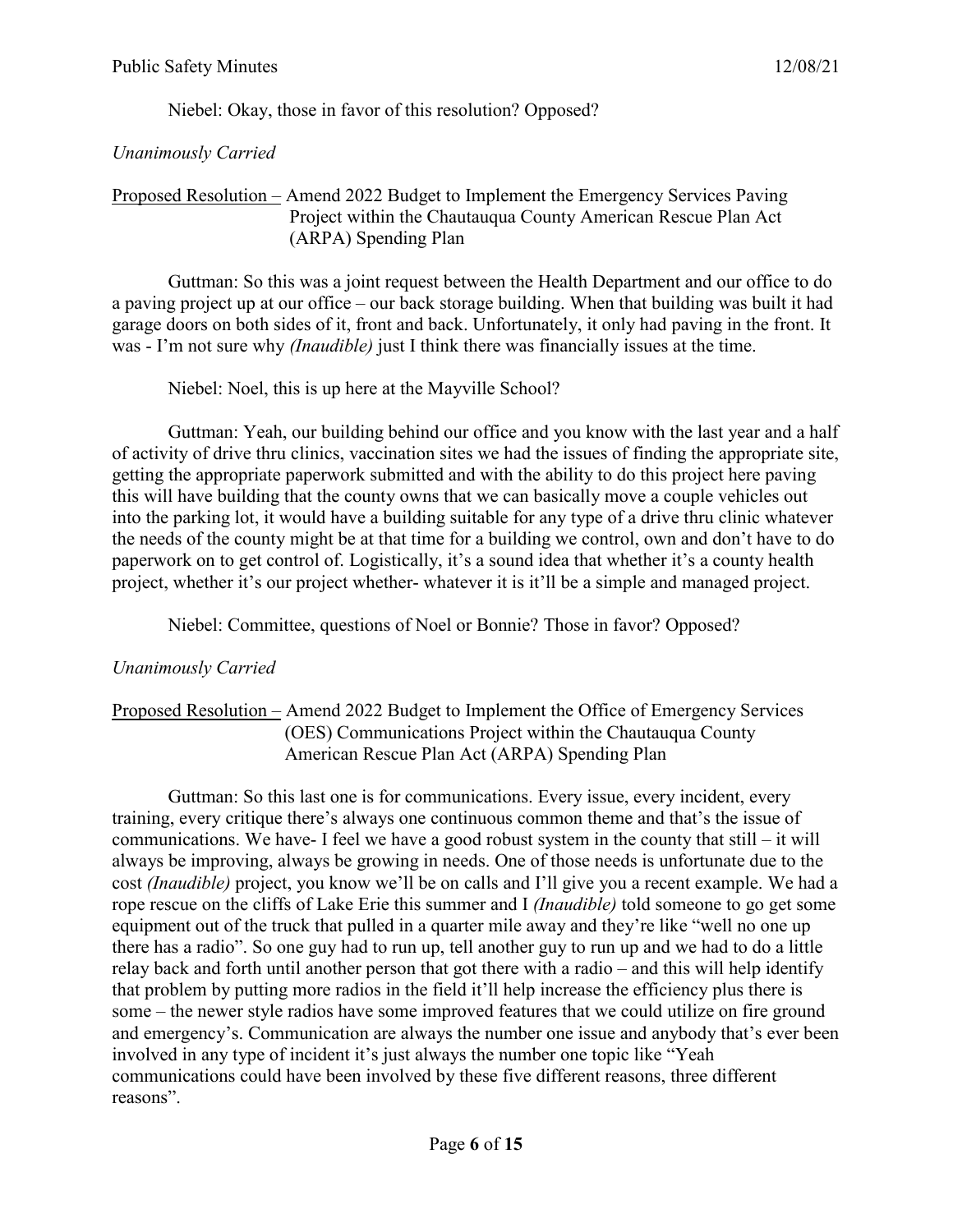Niebel: Okay, those in favor of this resolution? Opposed?

*Unanimously Carried*

<u>Proposed Resolution –</u> Amend 2022 Budget to Implement the Emergency Services Paving Project within the Chautauqua County American Rescue Plan Act (ARPA) Spending Plan

Guttman: So this was a joint request between the Health Department and our office to do a paving project up at our office – our back storage building. When that building was built it had garage doors on both sides of it, front and back. Unfortunately, it only had paving in the front. It was - I'm not sure why *(Inaudible)* just I think there was financially issues at the time.

Niebel: Noel, this is up here at the Mayville School?

Guttman: Yeah, our building behind our office and you know with the last year and a half of activity of drive thru clinics, vaccination sites we had the issues of finding the appropriate site, getting the appropriate paperwork submitted and with the ability to do this project here paving this will have building that the county owns that we can basically move a couple vehicles out into the parking lot, it would have a building suitable for any type of a drive thru clinic whatever the needs of the county might be at that time for a building we control, own and don't have to do paperwork on to get control of. Logistically, it's a sound idea that whether it's a county health project, whether it's our project whether- whatever it is it'll be a simple and managed project.

Niebel: Committee, questions of Noel or Bonnie? Those in favor? Opposed?

*Unanimously Carried*

<u>Proposed Resolution –</u> Amend 2022 Budget to Implement the Office of Emergency Services (OES) Communications Project within the Chautauqua County American Rescue Plan Act (ARPA) Spending Plan

Guttman: So this last one is for communications. Every issue, every incident, every training, every critique there's always one continuous common theme and that's the issue of communications. We have- I feel we have a good robust system in the county that still – it will always be improving, always be growing in needs. One of those needs is unfortunate due to the cost *(Inaudible)* project, you know we'll be on calls and I'll give you a recent example. We had a rope rescue on the cliffs of Lake Erie this summer and I *(Inaudible)* told someone to go get some equipment out of the truck that pulled in a quarter mile away and they're like "well no one up there has a radio". So one guy had to run up, tell another guy to run up and we had to do a little relay back and forth until another person that got there with a radio – and this will help identify that problem by putting more radios in the field it'll help increase the efficiency plus there is some – the newer style radios have some improved features that we could utilize on fire ground and emergency's. Communication are always the number one issue and anybody that's ever been involved in any type of incident it's just always the number one topic like "Yeah communications could have been involved by these five different reasons, three different reasons".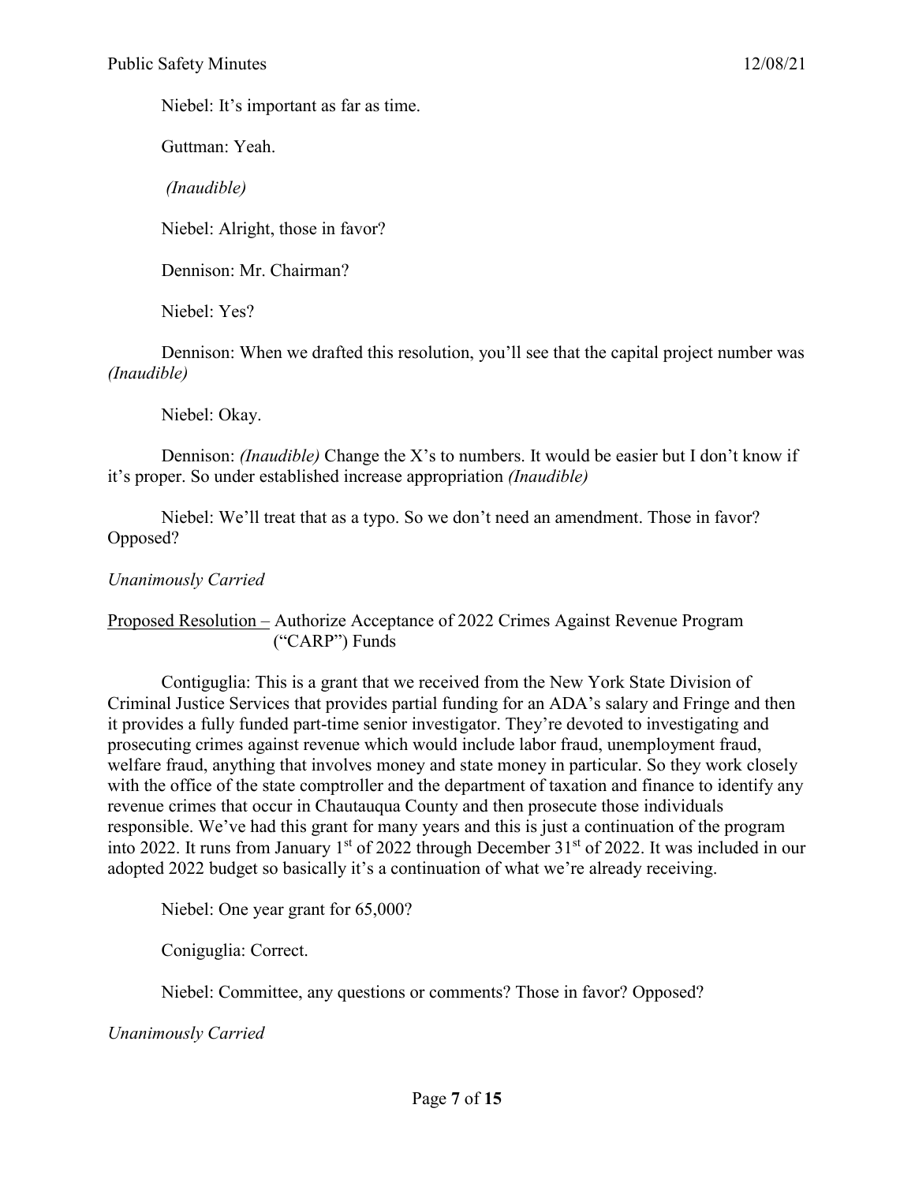Niebel: It's important as far as time.

Guttman: Yeah.

*(Inaudible)*

Niebel: Alright, those in favor?

Dennison: Mr. Chairman?

Niebel: Yes?

Dennison: When we drafted this resolution, you'll see that the capital project number was *(Inaudible)*

Niebel: Okay.

Dennison: *(Inaudible)* Change the X's to numbers. It would be easier but I don't know if it's proper. So under established increase appropriation *(Inaudible)*

Niebel: We'll treat that as a typo. So we don't need an amendment. Those in favor? Opposed?

*Unanimously Carried*

<u>Proposed Resolution –</u> Authorize Acceptance of 2022 Crimes Against Revenue Program ("CARP") Funds

Contiguglia: This is a grant that we received from the New York State Division of Criminal Justice Services that provides partial funding for an ADA's salary and Fringe and then it provides a fully funded part-time senior investigator. They're devoted to investigating and prosecuting crimes against revenue which would include labor fraud, unemployment fraud, welfare fraud, anything that involves money and state money in particular. So they work closely with the office of the state comptroller and the department of taxation and finance to identify any revenue crimes that occur in Chautauqua County and then prosecute those individuals responsible. We've had this grant for many years and this is just a continuation of the program into 2022. It runs from January 1st of 2022 through December 31st of 2022. It was included in our adopted 2022 budget so basically it's a continuation of what we're already receiving.

Niebel: One year grant for 65,000?

Coniguglia: Correct.

Niebel: Committee, any questions or comments? Those in favor? Opposed?

*Unanimously Carried*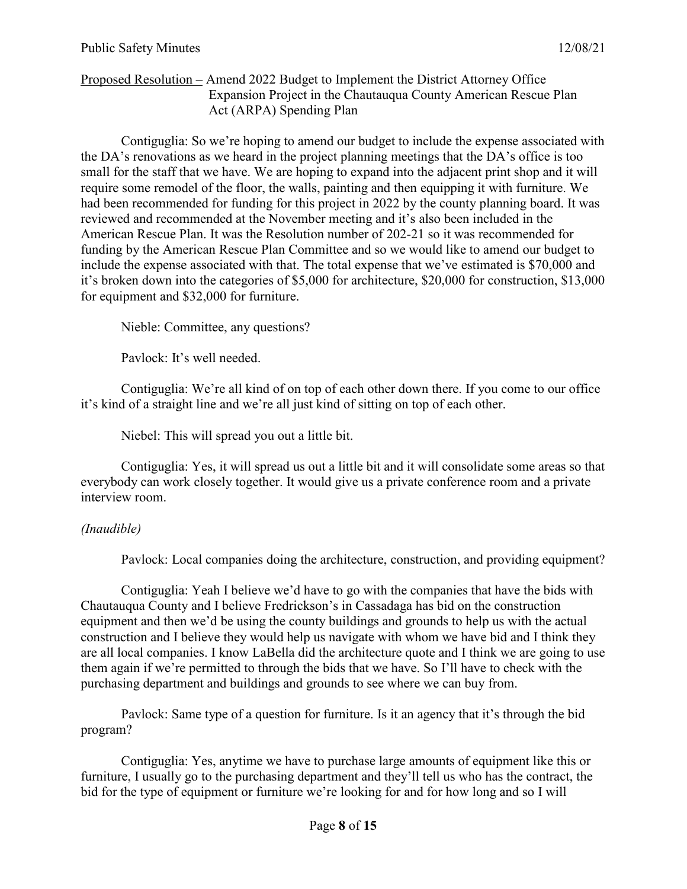Proposed Resolution – Amend 2022 Budget to Implement the District Attorney Office Expansion Project in the Chautauqua County American Rescue Plan Act (ARPA) Spending Plan

Contiguglia: So we're hoping to amend our budget to include the expense associated with the DA's renovations as we heard in the project planning meetings that the DA's office is too small for the staff that we have. We are hoping to expand into the adjacent print shop and it will require some remodel of the floor, the walls, painting and then equipping it with furniture. We had been recommended for funding for this project in 2022 by the county planning board. It was reviewed and recommended at the November meeting and it's also been included in the American Rescue Plan. It was the Resolution number of 202-21 so it was recommended for funding by the American Rescue Plan Committee and so we would like to amend our budget to include the expense associated with that. The total expense that we've estimated is $70,000 and it's broken down into the categories of $5,000 for architecture, $20,000 for construction, $13,000 for equipment and $32,000 for furniture.

Nieble: Committee, any questions?

Pavlock: It's well needed.

Contiguglia: We're all kind of on top of each other down there. If you come to our office it's kind of a straight line and we're all just kind of sitting on top of each other.

Niebel: This will spread you out a little bit.

Contiguglia: Yes, it will spread us out a little bit and it will consolidate some areas so that everybody can work closely together. It would give us a private conference room and a private interview room.

*(Inaudible)*

Pavlock: Local companies doing the architecture, construction, and providing equipment?

Contiguglia: Yeah I believe we'd have to go with the companies that have the bids with Chautauqua County and I believe Fredrickson's in Cassadaga has bid on the construction equipment and then we'd be using the county buildings and grounds to help us with the actual construction and I believe they would help us navigate with whom we have bid and I think they are all local companies. I know LaBella did the architecture quote and I think we are going to use them again if we're permitted to through the bids that we have. So I'll have to check with the purchasing department and buildings and grounds to see where we can buy from.

Pavlock: Same type of a question for furniture. Is it an agency that it's through the bid program?

Contiguglia: Yes, anytime we have to purchase large amounts of equipment like this or furniture, I usually go to the purchasing department and they'll tell us who has the contract, the bid for the type of equipment or furniture we're looking for and for how long and so I will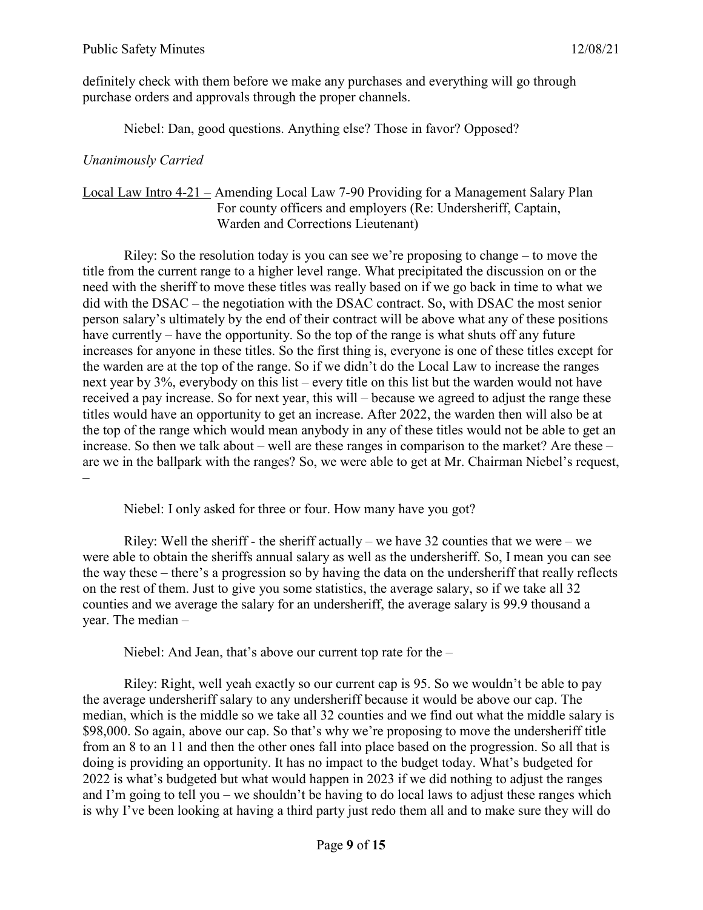definitely check with them before we make any purchases and everything will go through purchase orders and approvals through the proper channels.

Niebel: Dan, good questions. Anything else? Those in favor? Opposed?

*Unanimously Carried*

Local Law Intro 4-21 – Amending Local Law 7-90 Providing for a Management Salary Plan For county officers and employers (Re: Undersheriff, Captain, Warden and Corrections Lieutenant)

Riley: So the resolution today is you can see we're proposing to change – to move the title from the current range to a higher level range. What precipitated the discussion on or the need with the sheriff to move these titles was really based on if we go back in time to what we did with the DSAC – the negotiation with the DSAC contract. So, with DSAC the most senior person salary's ultimately by the end of their contract will be above what any of these positions have currently – have the opportunity. So the top of the range is what shuts off any future increases for anyone in these titles. So the first thing is, everyone is one of these titles except for the warden are at the top of the range. So if we didn't do the Local Law to increase the ranges next year by 3%, everybody on this list – every title on this list but the warden would not have received a pay increase. So for next year, this will – because we agreed to adjust the range these titles would have an opportunity to get an increase. After 2022, the warden then will also be at the top of the range which would mean anybody in any of these titles would not be able to get an increase. So then we talk about – well are these ranges in comparison to the market? Are these – are we in the ballpark with the ranges? So, we were able to get at Mr. Chairman Niebel's request, –

Niebel: I only asked for three or four. How many have you got?

Riley: Well the sheriff - the sheriff actually – we have 32 counties that we were – we were able to obtain the sheriffs annual salary as well as the undersheriff. So, I mean you can see the way these – there's a progression so by having the data on the undersheriff that really reflects on the rest of them. Just to give you some statistics, the average salary, so if we take all 32 counties and we average the salary for an undersheriff, the average salary is 99.9 thousand a year. The median –

Niebel: And Jean, that's above our current top rate for the –

Riley: Right, well yeah exactly so our current cap is 95. So we wouldn't be able to pay the average undersheriff salary to any undersheriff because it would be above our cap. The median, which is the middle so we take all 32 counties and we find out what the middle salary is $98,000. So again, above our cap. So that's why we're proposing to move the undersheriff title from an 8 to an 11 and then the other ones fall into place based on the progression. So all that is doing is providing an opportunity. It has no impact to the budget today. What's budgeted for 2022 is what's budgeted but what would happen in 2023 if we did nothing to adjust the ranges and I'm going to tell you – we shouldn't be having to do local laws to adjust these ranges which is why I've been looking at having a third party just redo them all and to make sure they will do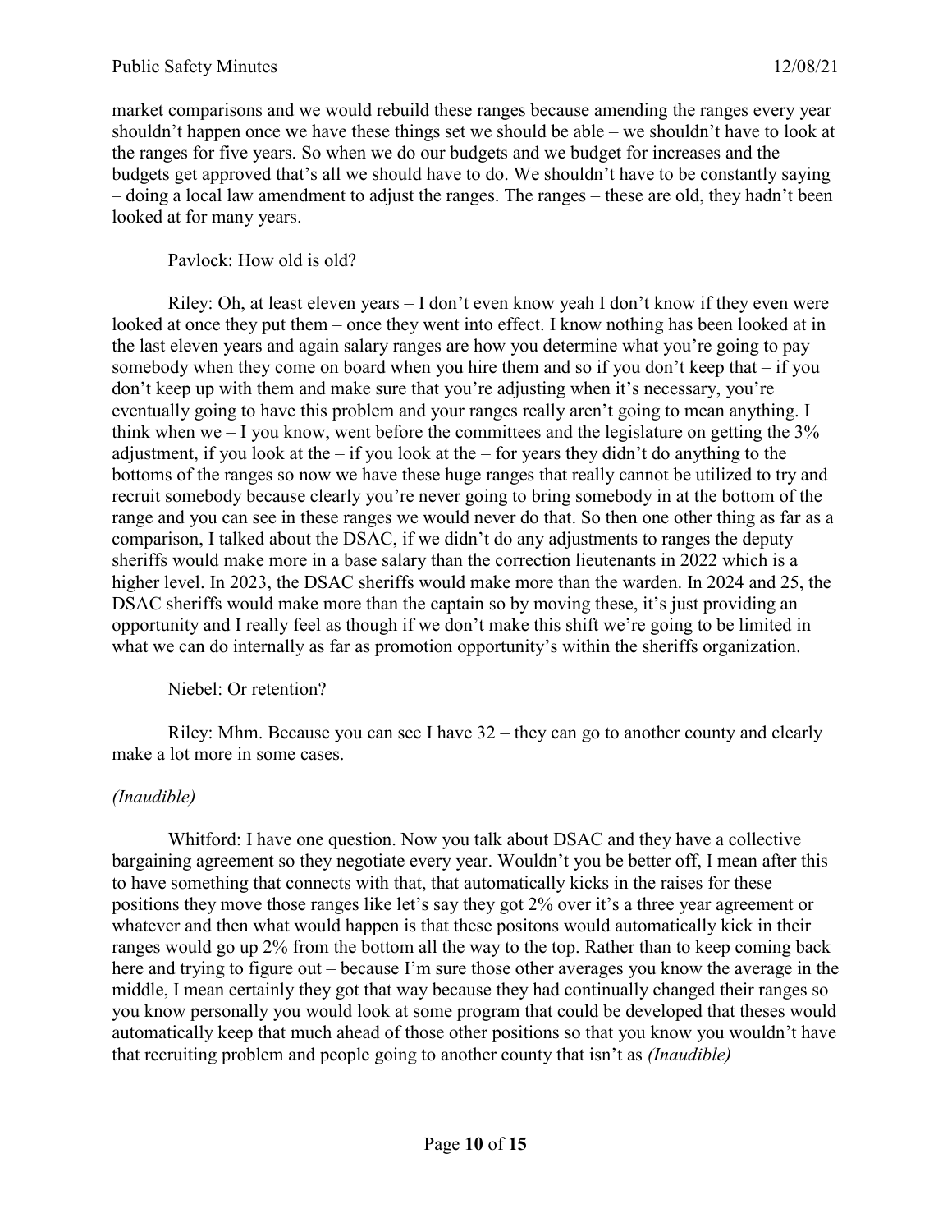market comparisons and we would rebuild these ranges because amending the ranges every year shouldn't happen once we have these things set we should be able – we shouldn't have to look at the ranges for five years. So when we do our budgets and we budget for increases and the budgets get approved that's all we should have to do. We shouldn't have to be constantly saying – doing a local law amendment to adjust the ranges. The ranges – these are old, they hadn't been looked at for many years.

Pavlock: How old is old?

Riley: Oh, at least eleven years – I don't even know yeah I don't know if they even were looked at once they put them – once they went into effect. I know nothing has been looked at in the last eleven years and again salary ranges are how you determine what you're going to pay somebody when they come on board when you hire them and so if you don't keep that – if you don't keep up with them and make sure that you're adjusting when it's necessary, you're eventually going to have this problem and your ranges really aren't going to mean anything. I think when we – I you know, went before the committees and the legislature on getting the 3% adjustment, if you look at the – if you look at the – for years they didn't do anything to the bottoms of the ranges so now we have these huge ranges that really cannot be utilized to try and recruit somebody because clearly you're never going to bring somebody in at the bottom of the range and you can see in these ranges we would never do that. So then one other thing as far as a comparison, I talked about the DSAC, if we didn't do any adjustments to ranges the deputy sheriffs would make more in a base salary than the correction lieutenants in 2022 which is a higher level. In 2023, the DSAC sheriffs would make more than the warden. In 2024 and 25, the DSAC sheriffs would make more than the captain so by moving these, it's just providing an opportunity and I really feel as though if we don't make this shift we're going to be limited in what we can do internally as far as promotion opportunity's within the sheriffs organization.

Niebel: Or retention?

Riley: Mhm. Because you can see I have 32 – they can go to another county and clearly make a lot more in some cases.

*(Inaudible)*

Whitford: I have one question. Now you talk about DSAC and they have a collective bargaining agreement so they negotiate every year. Wouldn't you be better off, I mean after this to have something that connects with that, that automatically kicks in the raises for these positions they move those ranges like let's say they got 2% over it's a three year agreement or whatever and then what would happen is that these positons would automatically kick in their ranges would go up 2% from the bottom all the way to the top. Rather than to keep coming back here and trying to figure out – because I'm sure those other averages you know the average in the middle, I mean certainly they got that way because they had continually changed their ranges so you know personally you would look at some program that could be developed that theses would automatically keep that much ahead of those other positions so that you know you wouldn't have that recruiting problem and people going to another county that isn't as *(Inaudible)*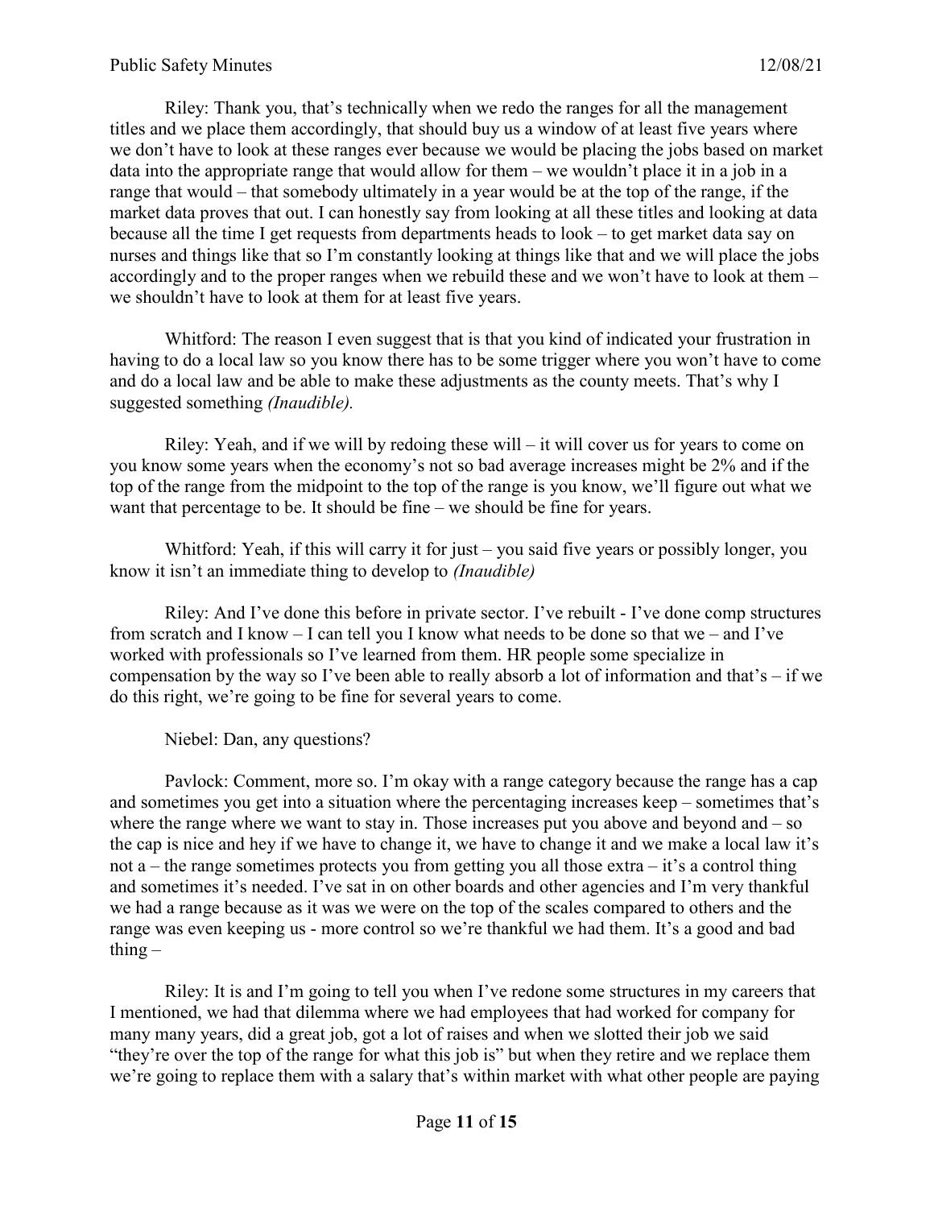Riley: Thank you, that's technically when we redo the ranges for all the management titles and we place them accordingly, that should buy us a window of at least five years where we don't have to look at these ranges ever because we would be placing the jobs based on market data into the appropriate range that would allow for them – we wouldn't place it in a job in a range that would – that somebody ultimately in a year would be at the top of the range, if the market data proves that out. I can honestly say from looking at all these titles and looking at data because all the time I get requests from departments heads to look – to get market data say on nurses and things like that so I'm constantly looking at things like that and we will place the jobs accordingly and to the proper ranges when we rebuild these and we won't have to look at them – we shouldn't have to look at them for at least five years.

Whitford: The reason I even suggest that is that you kind of indicated your frustration in having to do a local law so you know there has to be some trigger where you won't have to come and do a local law and be able to make these adjustments as the county meets. That's why I suggested something *(Inaudible).*

Riley: Yeah, and if we will by redoing these will – it will cover us for years to come on you know some years when the economy's not so bad average increases might be 2% and if the top of the range from the midpoint to the top of the range is you know, we'll figure out what we want that percentage to be. It should be fine – we should be fine for years.

Whitford: Yeah, if this will carry it for just – you said five years or possibly longer, you know it isn't an immediate thing to develop to *(Inaudible)*

Riley: And I've done this before in private sector. I've rebuilt - I've done comp structures from scratch and I know – I can tell you I know what needs to be done so that we – and I've worked with professionals so I've learned from them. HR people some specialize in compensation by the way so I've been able to really absorb a lot of information and that's – if we do this right, we're going to be fine for several years to come.

Niebel: Dan, any questions?

Pavlock: Comment, more so. I'm okay with a range category because the range has a cap and sometimes you get into a situation where the percentaging increases keep – sometimes that's where the range where we want to stay in. Those increases put you above and beyond and – so the cap is nice and hey if we have to change it, we have to change it and we make a local law it's not a – the range sometimes protects you from getting you all those extra – it's a control thing and sometimes it's needed. I've sat in on other boards and other agencies and I'm very thankful we had a range because as it was we were on the top of the scales compared to others and the range was even keeping us - more control so we're thankful we had them. It's a good and bad thing –

Riley: It is and I'm going to tell you when I've redone some structures in my careers that I mentioned, we had that dilemma where we had employees that had worked for company for many many years, did a great job, got a lot of raises and when we slotted their job we said "they're over the top of the range for what this job is" but when they retire and we replace them we're going to replace them with a salary that's within market with what other people are paying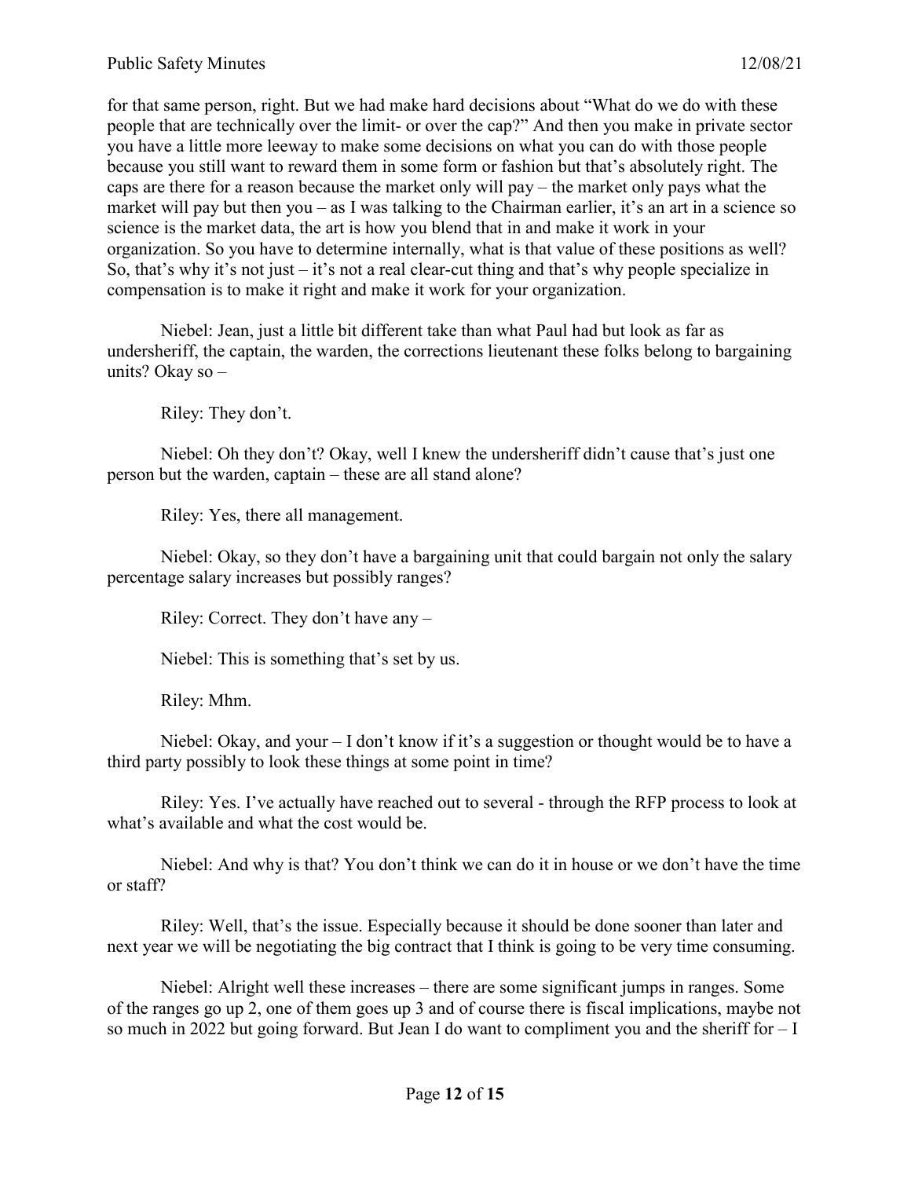for that same person, right. But we had make hard decisions about "What do we do with these people that are technically over the limit- or over the cap?" And then you make in private sector you have a little more leeway to make some decisions on what you can do with those people because you still want to reward them in some form or fashion but that's absolutely right. The caps are there for a reason because the market only will pay – the market only pays what the market will pay but then you – as I was talking to the Chairman earlier, it's an art in a science so science is the market data, the art is how you blend that in and make it work in your organization. So you have to determine internally, what is that value of these positions as well? So, that's why it's not just – it's not a real clear-cut thing and that's why people specialize in compensation is to make it right and make it work for your organization.

Niebel: Jean, just a little bit different take than what Paul had but look as far as undersheriff, the captain, the warden, the corrections lieutenant these folks belong to bargaining units? Okay so –

Riley: They don't.

Niebel: Oh they don't? Okay, well I knew the undersheriff didn't cause that's just one person but the warden, captain – these are all stand alone?

Riley: Yes, there all management.

Niebel: Okay, so they don't have a bargaining unit that could bargain not only the salary percentage salary increases but possibly ranges?

Riley: Correct. They don't have any –

Niebel: This is something that's set by us.

Riley: Mhm.

Niebel: Okay, and your – I don't know if it's a suggestion or thought would be to have a third party possibly to look these things at some point in time?

Riley: Yes. I've actually have reached out to several - through the RFP process to look at what's available and what the cost would be.

Niebel: And why is that? You don't think we can do it in house or we don't have the time or staff?

Riley: Well, that's the issue. Especially because it should be done sooner than later and next year we will be negotiating the big contract that I think is going to be very time consuming.

Niebel: Alright well these increases – there are some significant jumps in ranges. Some of the ranges go up 2, one of them goes up 3 and of course there is fiscal implications, maybe not so much in 2022 but going forward. But Jean I do want to compliment you and the sheriff for – I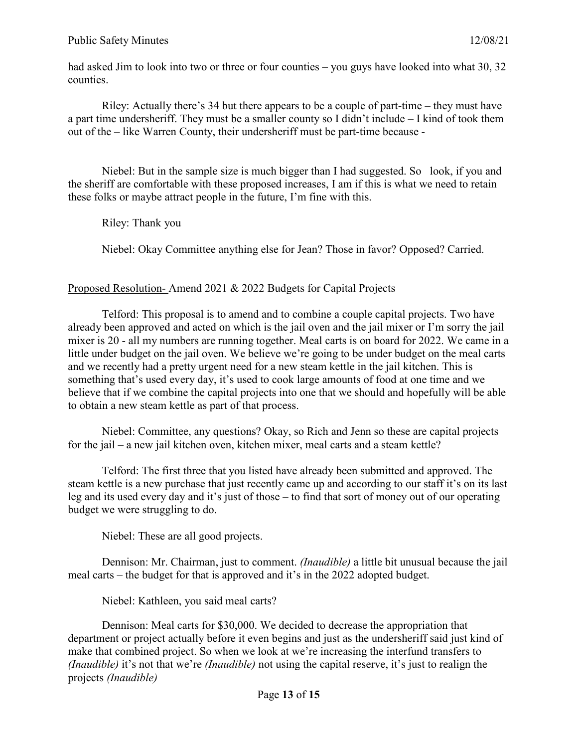had asked Jim to look into two or three or four counties – you guys have looked into what 30, 32 counties.

Riley: Actually there's 34 but there appears to be a couple of part-time – they must have a part time undersheriff. They must be a smaller county so I didn't include – I kind of took them out of the – like Warren County, their undersheriff must be part-time because -

Niebel: But in the sample size is much bigger than I had suggested. So look, if you and the sheriff are comfortable with these proposed increases, I am if this is what we need to retain these folks or maybe attract people in the future, I'm fine with this.

Riley: Thank you

Niebel: Okay Committee anything else for Jean? Those in favor? Opposed? Carried.

<u>Proposed Resolution-</u> Amend 2021 & 2022 Budgets for Capital Projects

Telford: This proposal is to amend and to combine a couple capital projects. Two have already been approved and acted on which is the jail oven and the jail mixer or I'm sorry the jail mixer is 20 - all my numbers are running together. Meal carts is on board for 2022. We came in a little under budget on the jail oven. We believe we're going to be under budget on the meal carts and we recently had a pretty urgent need for a new steam kettle in the jail kitchen. This is something that's used every day, it's used to cook large amounts of food at one time and we believe that if we combine the capital projects into one that we should and hopefully will be able to obtain a new steam kettle as part of that process.

Niebel: Committee, any questions? Okay, so Rich and Jenn so these are capital projects for the jail – a new jail kitchen oven, kitchen mixer, meal carts and a steam kettle?

Telford: The first three that you listed have already been submitted and approved. The steam kettle is a new purchase that just recently came up and according to our staff it's on its last leg and its used every day and it's just of those – to find that sort of money out of our operating budget we were struggling to do.

Niebel: These are all good projects.

Dennison: Mr. Chairman, just to comment. *(Inaudible)* a little bit unusual because the jail meal carts – the budget for that is approved and it's in the 2022 adopted budget.

Niebel: Kathleen, you said meal carts?

Dennison: Meal carts for $30,000. We decided to decrease the appropriation that department or project actually before it even begins and just as the undersheriff said just kind of make that combined project. So when we look at we're increasing the interfund transfers to *(Inaudible)* it's not that we're *(Inaudible)* not using the capital reserve, it's just to realign the projects *(Inaudible)*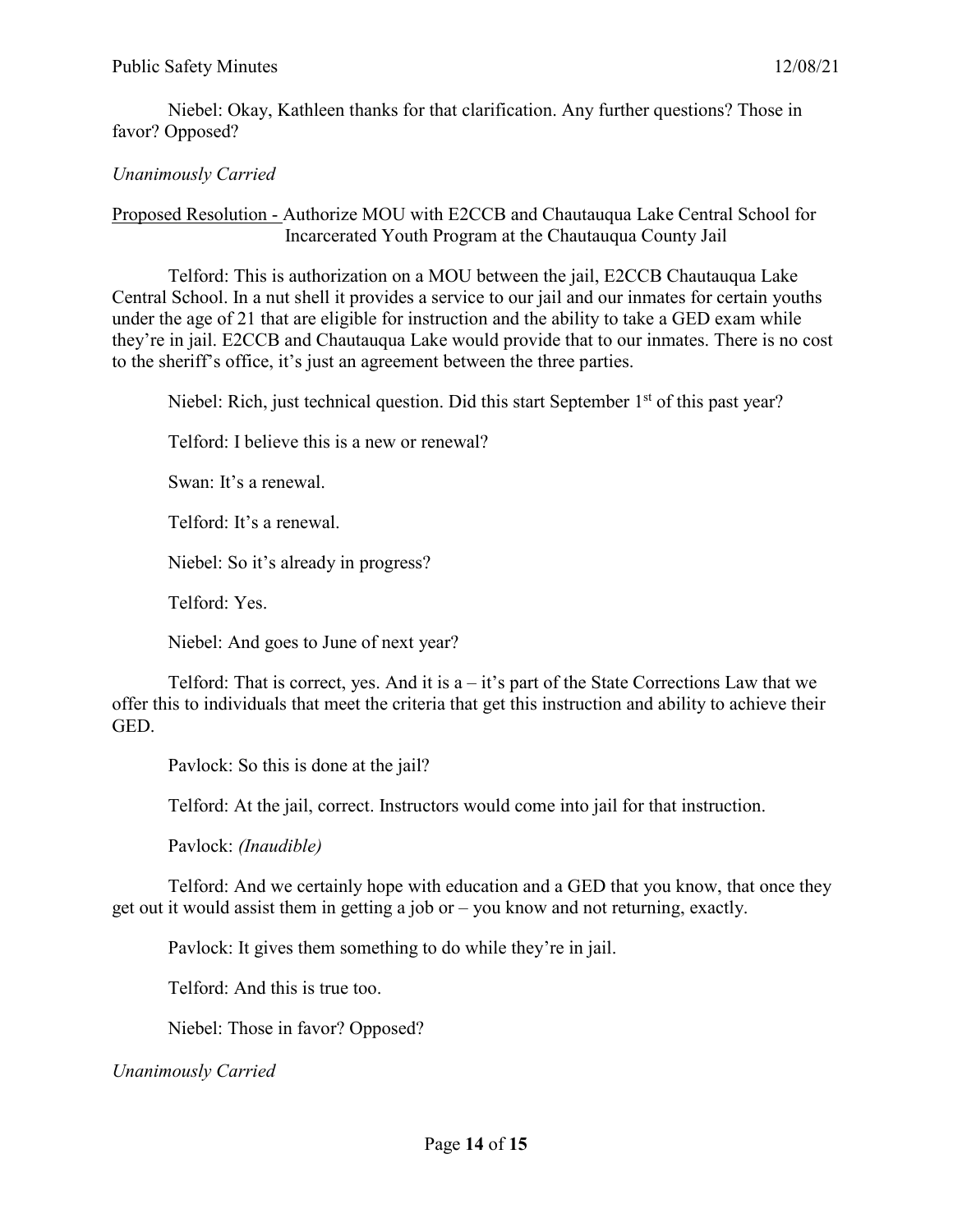Niebel: Okay, Kathleen thanks for that clarification. Any further questions? Those in favor? Opposed?

*Unanimously Carried*

<u>Proposed Resolution -</u> Authorize MOU with E2CCB and Chautauqua Lake Central School for Incarcerated Youth Program at the Chautauqua County Jail

Telford: This is authorization on a MOU between the jail, E2CCB Chautauqua Lake Central School. In a nut shell it provides a service to our jail and our inmates for certain youths under the age of 21 that are eligible for instruction and the ability to take a GED exam while they're in jail. E2CCB and Chautauqua Lake would provide that to our inmates. There is no cost to the sheriff's office, it's just an agreement between the three parties.

Niebel: Rich, just technical question. Did this start September 1st of this past year?

Telford: I believe this is a new or renewal?

Swan: It's a renewal.

Telford: It's a renewal.

Niebel: So it's already in progress?

Telford: Yes.

Niebel: And goes to June of next year?

Telford: That is correct, yes. And it is a – it's part of the State Corrections Law that we offer this to individuals that meet the criteria that get this instruction and ability to achieve their GED.

Pavlock: So this is done at the jail?

Telford: At the jail, correct. Instructors would come into jail for that instruction.

Pavlock: *(Inaudible)*

Telford: And we certainly hope with education and a GED that you know, that once they get out it would assist them in getting a job or – you know and not returning, exactly.

Pavlock: It gives them something to do while they're in jail.

Telford: And this is true too.

Niebel: Those in favor? Opposed?

*Unanimously Carried*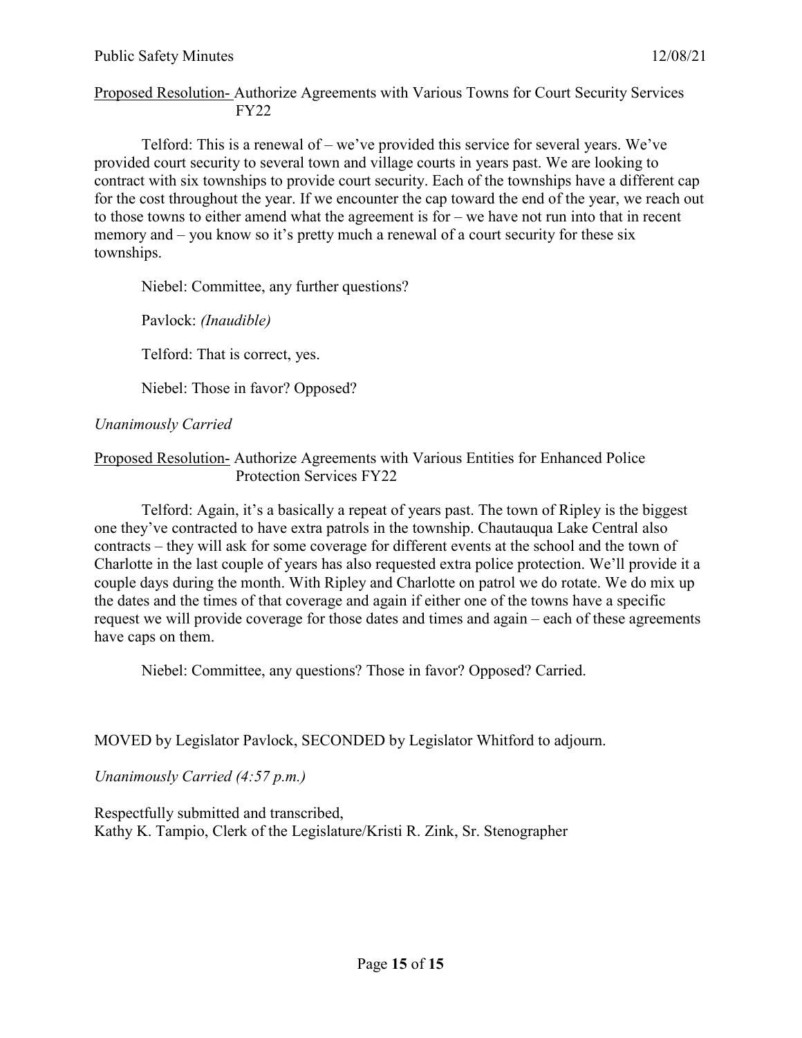Proposed Resolution- Authorize Agreements with Various Towns for Court Security Services FY22

Telford: This is a renewal of – we've provided this service for several years. We've provided court security to several town and village courts in years past. We are looking to contract with six townships to provide court security. Each of the townships have a different cap for the cost throughout the year. If we encounter the cap toward the end of the year, we reach out to those towns to either amend what the agreement is for – we have not run into that in recent memory and – you know so it's pretty much a renewal of a court security for these six townships.

Niebel: Committee, any further questions?

Pavlock: *(Inaudible)*

Telford: That is correct, yes.

Niebel: Those in favor? Opposed?

*Unanimously Carried*

Proposed Resolution- Authorize Agreements with Various Entities for Enhanced Police Protection Services FY22

Telford: Again, it's a basically a repeat of years past. The town of Ripley is the biggest one they've contracted to have extra patrols in the township. Chautauqua Lake Central also contracts – they will ask for some coverage for different events at the school and the town of Charlotte in the last couple of years has also requested extra police protection. We'll provide it a couple days during the month. With Ripley and Charlotte on patrol we do rotate. We do mix up the dates and the times of that coverage and again if either one of the towns have a specific request we will provide coverage for those dates and times and again – each of these agreements have caps on them.

Niebel: Committee, any questions? Those in favor? Opposed? Carried.

MOVED by Legislator Pavlock, SECONDED by Legislator Whitford to adjourn.

*Unanimously Carried (4:57 p.m.)*

Respectfully submitted and transcribed,
Kathy K. Tampio, Clerk of the Legislature/Kristi R. Zink, Sr. Stenographer